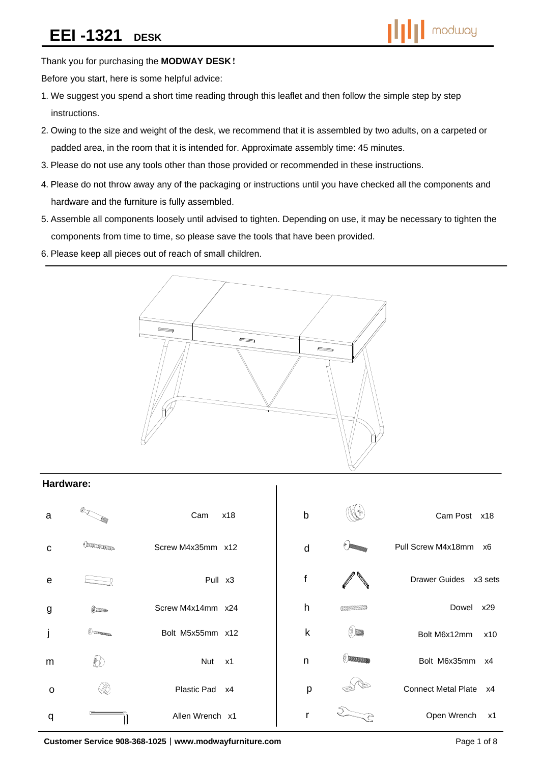# EEI -1321 DESK

Thank you for purchasing the **MODWAY DESK!**

Before you start, here is some helpful advice:

1. We suggest you spend a short time reading through this leaflet and then follow the simple step by step instructions.
2. Owing to the size and weight of the desk, we recommend that it is assembled by two adults, on a carpeted or padded area, in the room that it is intended for. Approximate assembly time: 45 minutes.
3. Please do not use any tools other than those provided or recommended in these instructions.
4. Please do not throw away any of the packaging or instructions until you have checked all the components and hardware and the furniture is fully assembled.
5. Assemble all components loosely until advised to tighten. Depending on use, it may be necessary to tighten the components from time to time, so please save the tools that have been provided.
6. Please keep all pieces out of reach of small children.

## Hardware:

| | Description | Qty | | Description | Qty |
|---|---|---|---|---|---|
| a | Cam | x18 | b | Cam Post | x18 |
| c | Screw M4x35mm | x12 | d | Pull Screw M4x18mm | x6 |
| e | Pull | x3 | f | Drawer Guides | x3 sets |
| g | Screw M4x14mm | x24 | h | Dowel | x29 |
| j | Bolt M5x55mm | x12 | k | Bolt M6x12mm | x10 |
| m | Nut | x1 | n | Bolt M6x35mm | x4 |
| o | Plastic Pad | x4 | p | Connect Metal Plate | x4 |
| q | Allen Wrench | x1 | r | Open Wrench | x1 |

**Customer Service 908-368-1025 | www.modwayfurniture.com**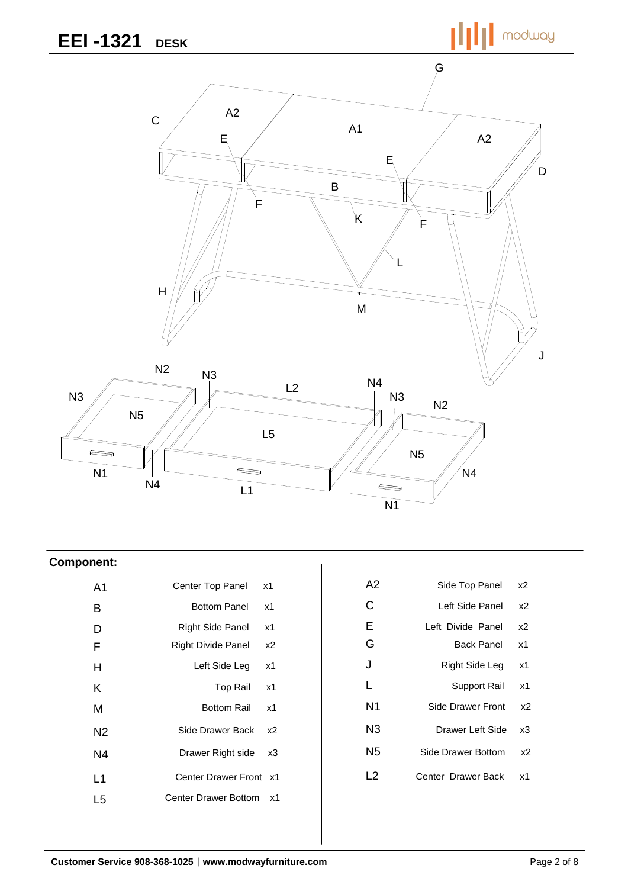# EEI -1321 DESK

**Component:**

| Part | Description | Qty |
|---|---|---|
| A1 | Center Top Panel | x1 |
| B | Bottom Panel | x1 |
| D | Right Side Panel | x1 |
| F | Right Divide Panel | x2 |
| H | Left Side Leg | x1 |
| K | Top Rail | x1 |
| M | Bottom Rail | x1 |
| N2 | Side Drawer Back | x2 |
| N4 | Drawer Right side | x3 |
| L1 | Center Drawer Front | x1 |
| L5 | Center Drawer Bottom | x1 |
| A2 | Side Top Panel | x2 |
| C | Left Side Panel | x2 |
| E | Left Divide Panel | x2 |
| G | Back Panel | x1 |
| J | Right Side Leg | x1 |
| L | Support Rail | x1 |
| N1 | Side Drawer Front | x2 |
| N3 | Drawer Left Side | x3 |
| N5 | Side Drawer Bottom | x2 |
| L2 | Center Drawer Back | x1 |

**Customer Service 908-368-1025 | www.modwayfurniture.com**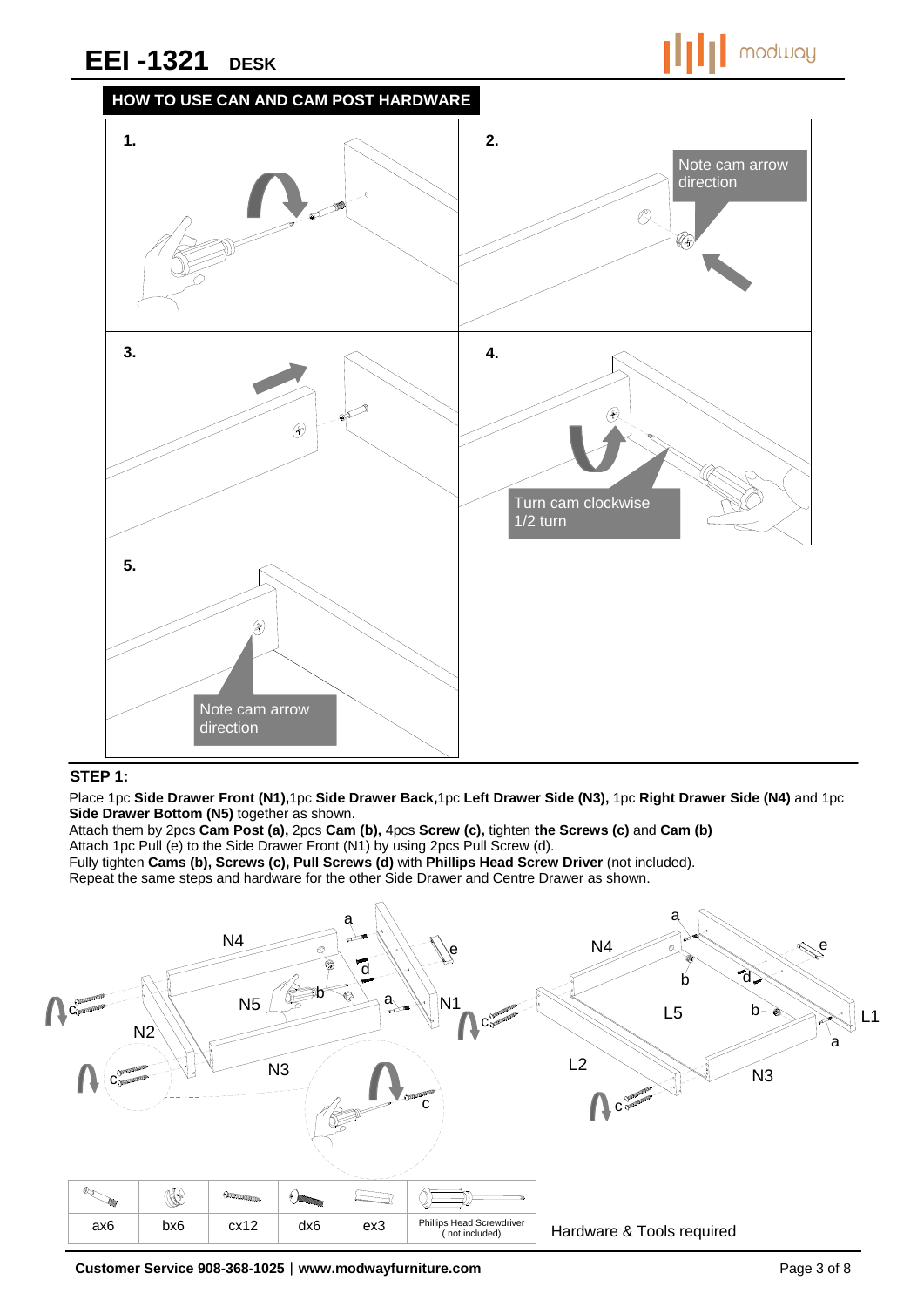# EEI -1321 DESK

## HOW TO USE CAN AND CAM POST HARDWARE

1.

2. Note cam arrow direction

3.

4. Turn cam clockwise 1/2 turn

5. Note cam arrow direction

## STEP 1:

Place 1pc **Side Drawer Front (N1),**1pc **Side Drawer Back,**1pc **Left Drawer Side (N3),** 1pc **Right Drawer Side (N4)** and 1pc **Side Drawer Bottom (N5)** together as shown.
Attach them by 2pcs **Cam Post (a),** 2pcs **Cam (b),** 4pcs **Screw (c),** tighten **the Screws (c)** and **Cam (b)**
Attach 1pc Pull (e) to the Side Drawer Front (N1) by using 2pcs Pull Screw (d).
Fully tighten **Cams (b), Screws (c), Pull Screws (d)** with **Phillips Head Screw Driver** (not included).
Repeat the same steps and hardware for the other Side Drawer and Centre Drawer as shown.

| ax6 | bx6 | cx12 | dx6 | ex3 | Phillips Head Screwdriver ( not included) |
|---|---|---|---|---|---|

Hardware & Tools required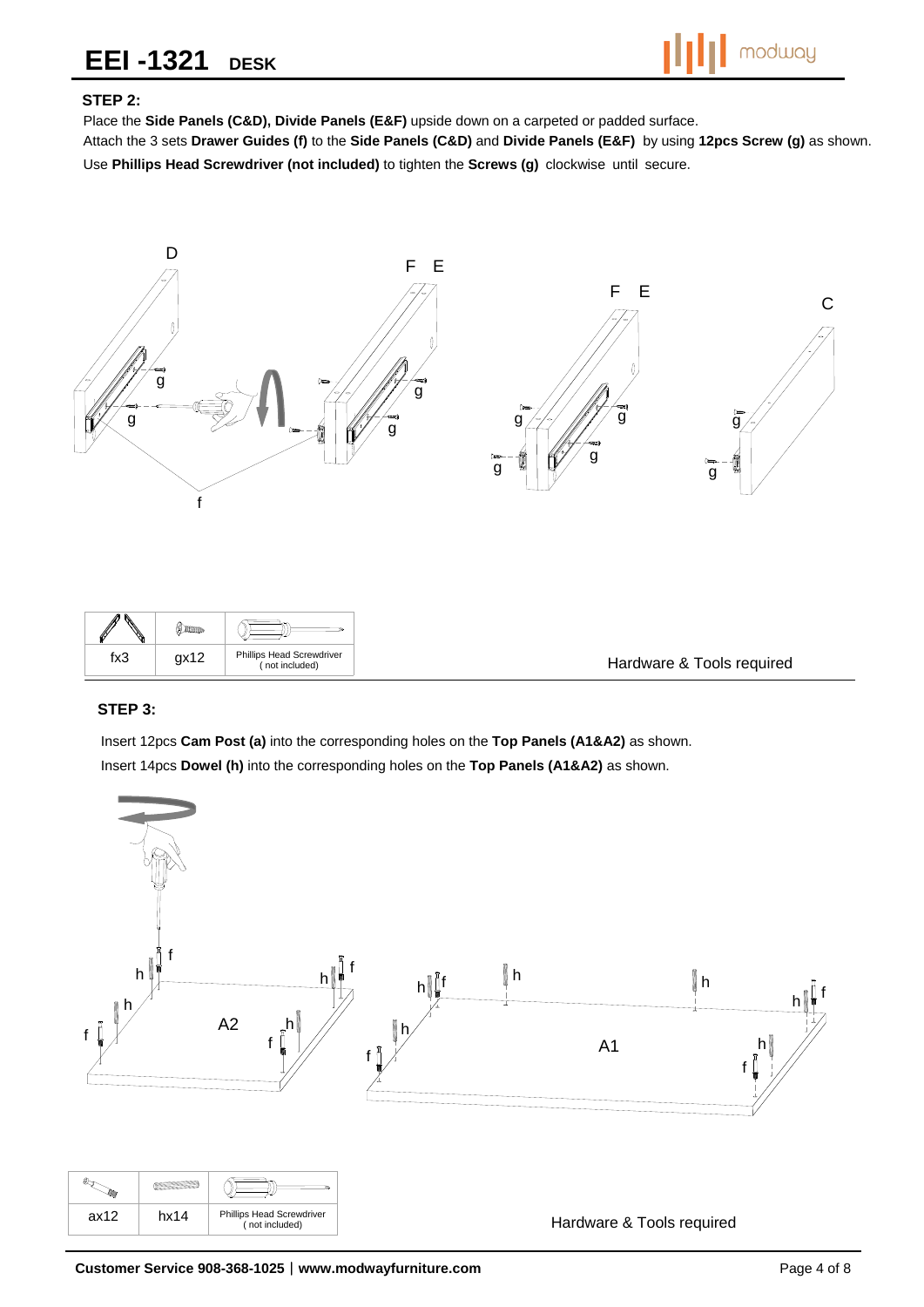### STEP 2:

Place the **Side Panels (C&D), Divide Panels (E&F)** upside down on a carpeted or padded surface.

Attach the 3 sets **Drawer Guides (f)** to the **Side Panels (C&D)** and **Divide Panels (E&F)** by using **12pcs Screw (g)** as shown.

Use **Phillips Head Screwdriver (not included)** to tighten the **Screws (g)** clockwise until secure.

| fx3 | gx12 | Phillips Head Screwdriver (not included) |
|---|---|---|

Hardware & Tools required

### STEP 3:

Insert 12pcs **Cam Post (a)** into the corresponding holes on the **Top Panels (A1&A2)** as shown.

Insert 14pcs **Dowel (h)** into the corresponding holes on the **Top Panels (A1&A2)** as shown.

| ax12 | hx14 | Phillips Head Screwdriver (not included) |
|---|---|---|

Hardware & Tools required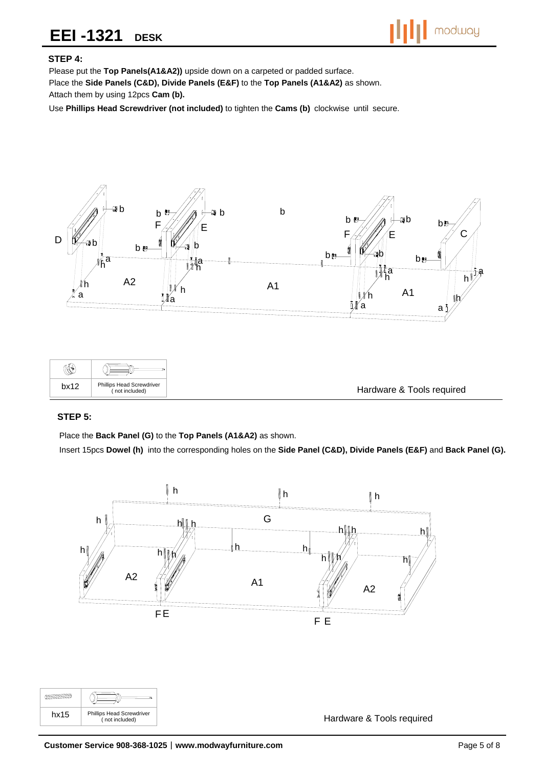### STEP 4:

Please put the **Top Panels(A1&A2))** upside down on a carpeted or padded surface.
Place the **Side Panels (C&D), Divide Panels (E&F)** to the **Top Panels (A1&A2)** as shown.
Attach them by using 12pcs **Cam (b).**

Use **Phillips Head Screwdriver (not included)** to tighten the **Cams (b)** clockwise until secure.

| | |
|---|---|
| bx12 | Phillips Head Screwdriver ( not included) |

Hardware & Tools required

### STEP 5:

Place the **Back Panel (G)** to the **Top Panels (A1&A2)** as shown.

Insert 15pcs **Dowel (h)** into the corresponding holes on the **Side Panel (C&D), Divide Panels (E&F)** and **Back Panel (G).**

| | |
|---|---|
| hx15 | Phillips Head Screwdriver ( not included) |

Hardware & Tools required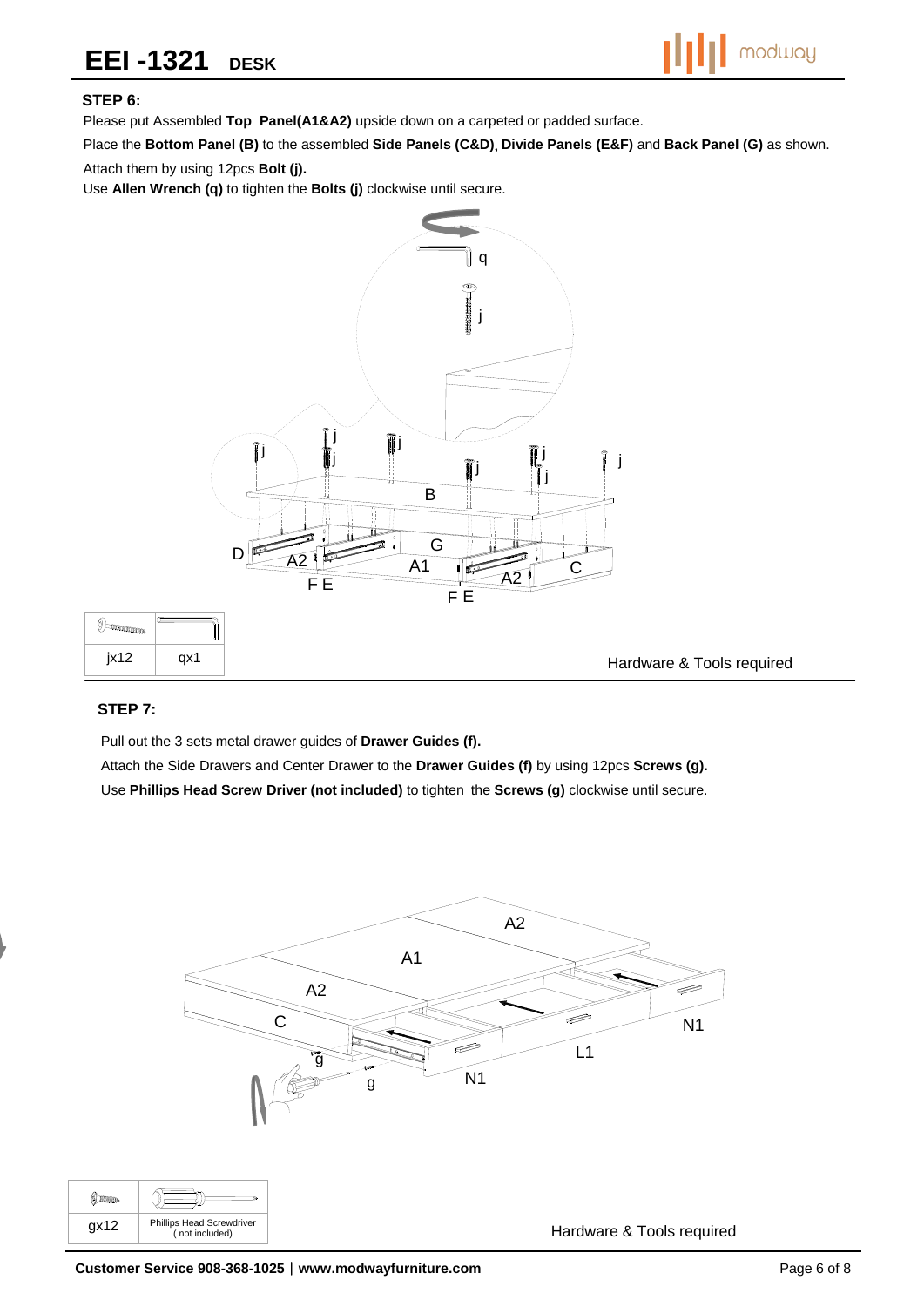# EEI -1321 DESK

### STEP 6:

Please put Assembled **Top Panel(A1&A2)** upside down on a carpeted or padded surface.

Place the **Bottom Panel (B)** to the assembled **Side Panels (C&D)**, **Divide Panels (E&F)** and **Back Panel (G)** as shown.

Attach them by using 12pcs **Bolt (j).**

Use **Allen Wrench (q)** to tighten the **Bolts (j)** clockwise until secure.

| | |
|---|---|
| jx12 | qx1 |

Hardware & Tools required

### STEP 7:

Pull out the 3 sets metal drawer guides of **Drawer Guides (f).**

Attach the Side Drawers and Center Drawer to the **Drawer Guides (f)** by using 12pcs **Screws (g).**

Use **Phillips Head Screw Driver (not included)** to tighten the **Screws (g)** clockwise until secure.

| | |
|---|---|
| gx12 | Phillips Head Screwdriver ( not included) |

Hardware & Tools required

**Customer Service 908-368-1025** | **www.modwayfurniture.com**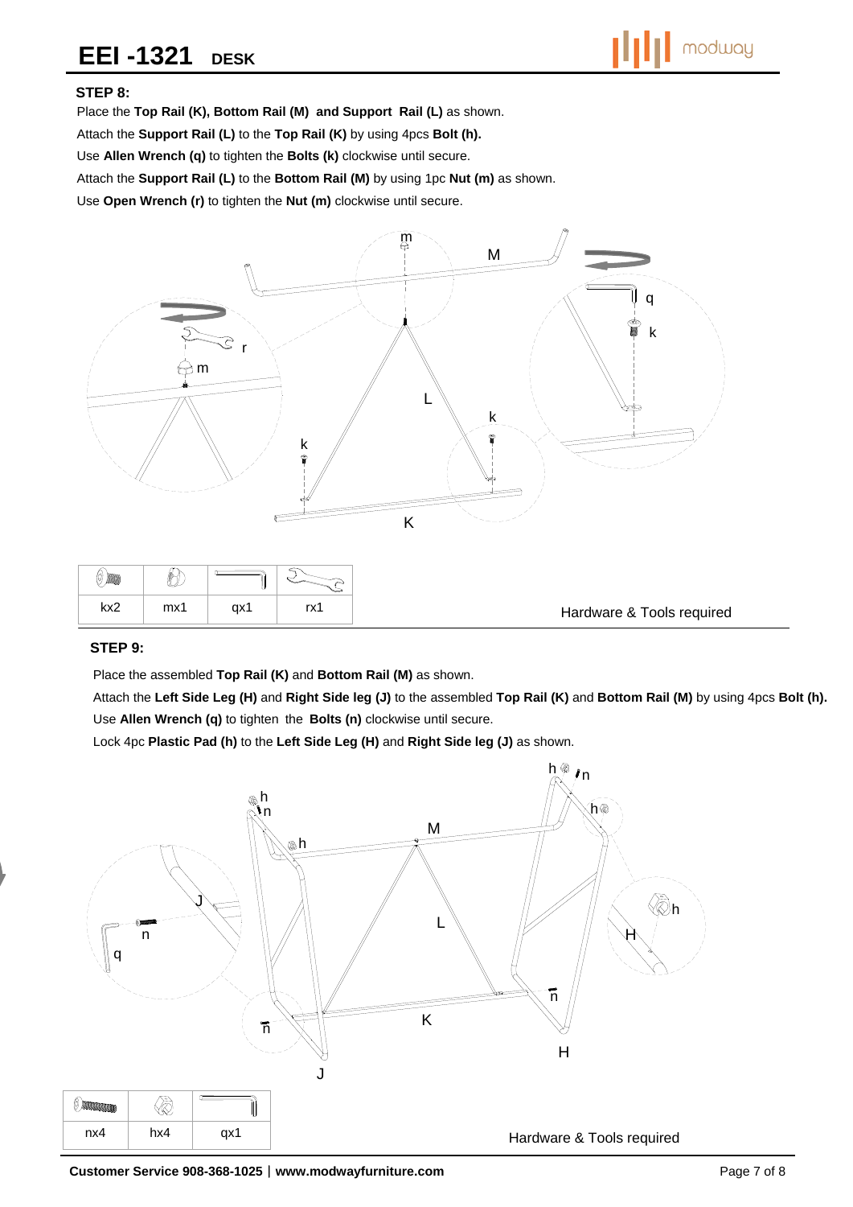## STEP 8:

Place the **Top Rail (K), Bottom Rail (M) and Support Rail (L)** as shown.

Attach the **Support Rail (L)** to the **Top Rail (K)** by using 4pcs **Bolt (h).**

Use **Allen Wrench (q)** to tighten the **Bolts (k)** clockwise until secure.

Attach the **Support Rail (L)** to the **Bottom Rail (M)** by using 1pc **Nut (m)** as shown.

Use **Open Wrench (r)** to tighten the **Nut (m)** clockwise until secure.

| kx2 | mx1 | qx1 | rx1 |
|---|---|---|---|

Hardware & Tools required

## STEP 9:

Place the assembled **Top Rail (K)** and **Bottom Rail (M)** as shown.

Attach the **Left Side Leg (H)** and **Right Side leg (J)** to the assembled **Top Rail (K)** and **Bottom Rail (M)** by using 4pcs **Bolt (h).**

Use **Allen Wrench (q)** to tighten the **Bolts (n)** clockwise until secure.

Lock 4pc **Plastic Pad (h)** to the **Left Side Leg (H)** and **Right Side leg (J)** as shown.

| nx4 | hx4 | qx1 |
|---|---|---|

Hardware & Tools required

**Customer Service 908-368-1025** | **www.modwayfurniture.com**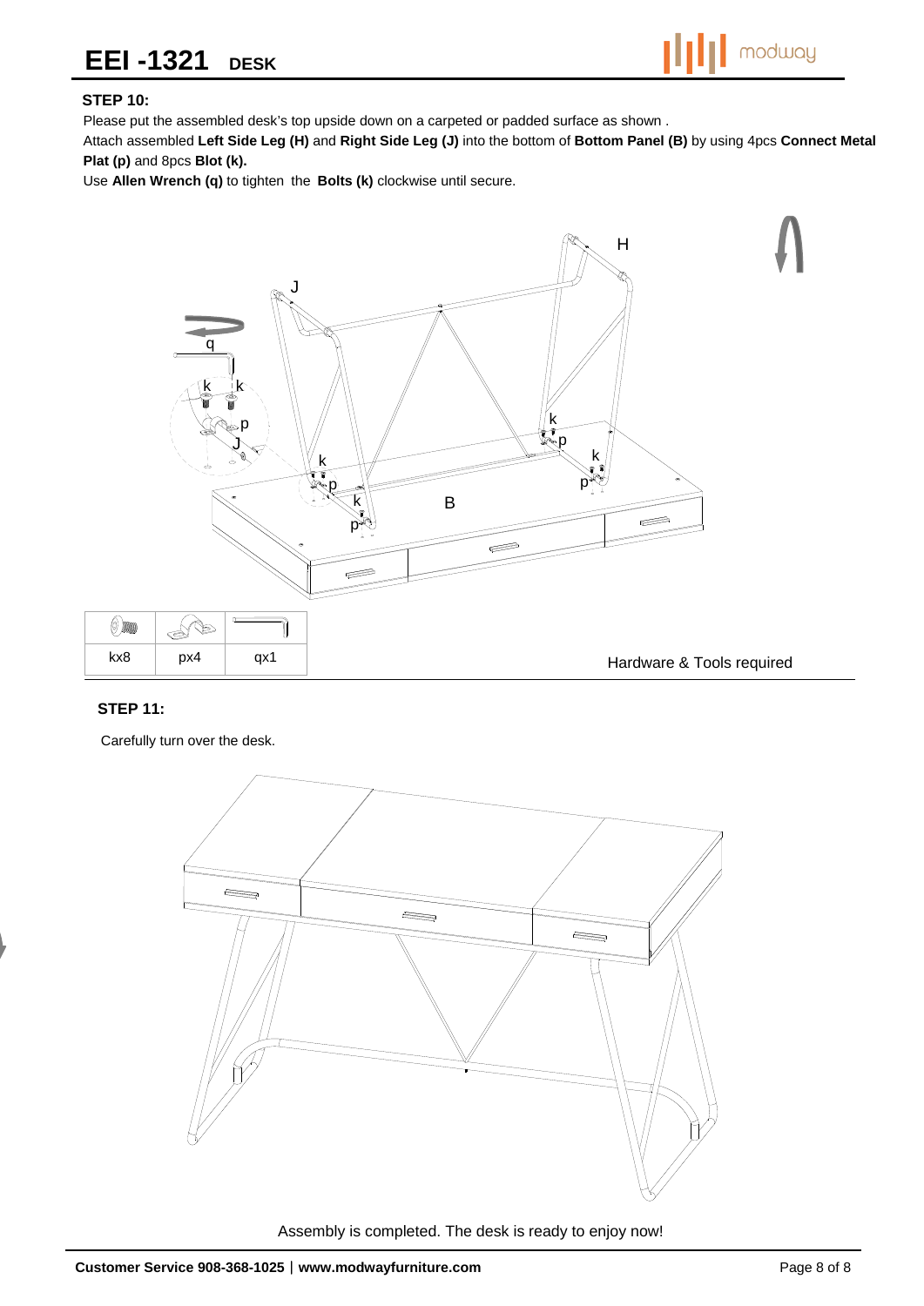## STEP 10:

Please put the assembled desk's top upside down on a carpeted or padded surface as shown .

Attach assembled **Left Side Leg (H)** and **Right Side Leg (J)** into the bottom of **Bottom Panel (B)** by using 4pcs **Connect Metal Plat (p)** and 8pcs **Blot (k).**

Use **Allen Wrench (q)** to tighten the **Bolts (k)** clockwise until secure.

H

J

q

k k

p

J

k

p

k

p

k

p

k

p

B

| | | |
|---|---|---|
| kx8 | px4 | qx1 |

Hardware & Tools required

## STEP 11:

Carefully turn over the desk.

Assembly is completed. The desk is ready to enjoy now!